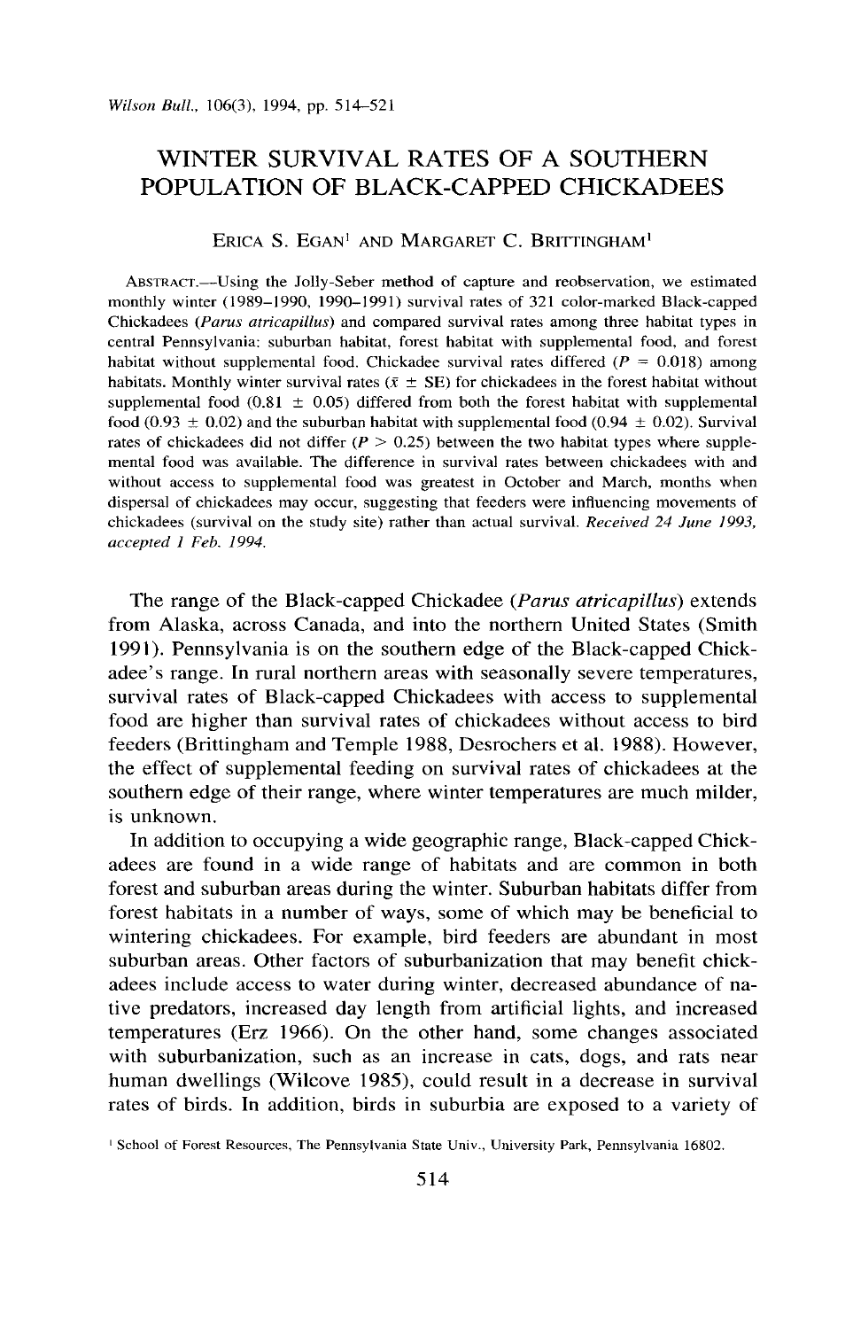# WINTER SURVIVAL RATES OF A SOUTHERN POPULATION OF BLACK-CAPPED CHICKADEES

ERICA S. EGAN[1] AND MARGARET C. BRITTINGHAM[1]

ABSTRACT.—Using the Jolly-Seber method of capture and reobservation, we estimated monthly winter (1989–1990, 1990–1991) survival rates of 321 color-marked Black-capped Chickadees (*Parus atricapillus*) and compared survival rates among three habitat types in central Pennsylvania: suburban habitat, forest habitat with supplemental food, and forest habitat without supplemental food. Chickadee survival rates differed ($P = 0.018$) among habitats. Monthly winter survival rates ($\bar{x} \pm$ SE) for chickadees in the forest habitat without supplemental food ($0.81 \pm 0.05$) differed from both the forest habitat with supplemental food ($0.93 \pm 0.02$) and the suburban habitat with supplemental food ($0.94 \pm 0.02$). Survival rates of chickadees did not differ ($P > 0.25$) between the two habitat types where supplemental food was available. The difference in survival rates between chickadees with and without access to supplemental food was greatest in October and March, months when dispersal of chickadees may occur, suggesting that feeders were influencing movements of chickadees (survival on the study site) rather than actual survival. *Received 24 June 1993, accepted 1 Feb. 1994.*

The range of the Black-capped Chickadee (*Parus atricapillus*) extends from Alaska, across Canada, and into the northern United States (Smith 1991). Pennsylvania is on the southern edge of the Black-capped Chickadee's range. In rural northern areas with seasonally severe temperatures, survival rates of Black-capped Chickadees with access to supplemental food are higher than survival rates of chickadees without access to bird feeders (Brittingham and Temple 1988, Desrochers et al. 1988). However, the effect of supplemental feeding on survival rates of chickadees at the southern edge of their range, where winter temperatures are much milder, is unknown.

In addition to occupying a wide geographic range, Black-capped Chickadees are found in a wide range of habitats and are common in both forest and suburban areas during the winter. Suburban habitats differ from forest habitats in a number of ways, some of which may be beneficial to wintering chickadees. For example, bird feeders are abundant in most suburban areas. Other factors of suburbanization that may benefit chickadees include access to water during winter, decreased abundance of native predators, increased day length from artificial lights, and increased temperatures (Erz 1966). On the other hand, some changes associated with suburbanization, such as an increase in cats, dogs, and rats near human dwellings (Wilcove 1985), could result in a decrease in survival rates of birds. In addition, birds in suburbia are exposed to a variety of

[1] School of Forest Resources, The Pennsylvania State Univ., University Park, Pennsylvania 16802.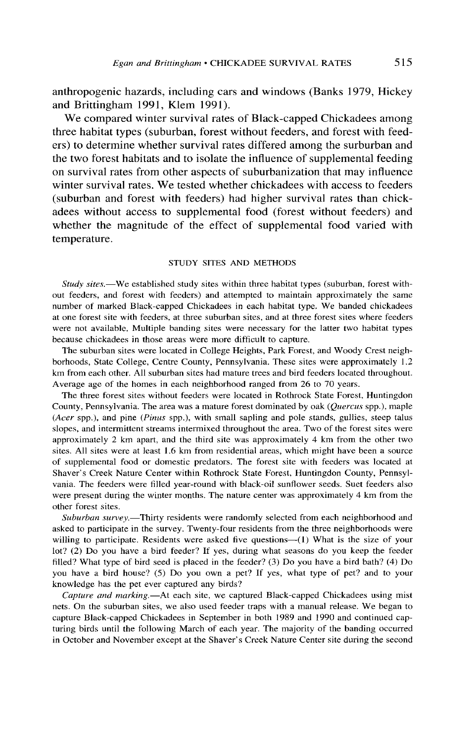anthropogenic hazards, including cars and windows (Banks 1979, Hickey and Brittingham 1991, Klem 1991).

We compared winter survival rates of Black-capped Chickadees among three habitat types (suburban, forest without feeders, and forest with feeders) to determine whether survival rates differed among the surburban and the two forest habitats and to isolate the influence of supplemental feeding on survival rates from other aspects of suburbanization that may influence winter survival rates. We tested whether chickadees with access to feeders (suburban and forest with feeders) had higher survival rates than chickadees without access to supplemental food (forest without feeders) and whether the magnitude of the effect of supplemental food varied with temperature.

## STUDY SITES AND METHODS

*Study sites.*—We established study sites within three habitat types (suburban, forest without feeders, and forest with feeders) and attempted to maintain approximately the same number of marked Black-capped Chickadees in each habitat type. We banded chickadees at one forest site with feeders, at three suburban sites, and at three forest sites where feeders were not available. Multiple banding sites were necessary for the latter two habitat types because chickadees in those areas were more difficult to capture.

The suburban sites were located in College Heights, Park Forest, and Woody Crest neighborhoods, State College, Centre County, Pennsylvania. These sites were approximately 1.2 km from each other. All suburban sites had mature trees and bird feeders located throughout. Average age of the homes in each neighborhood ranged from 26 to 70 years.

The three forest sites without feeders were located in Rothrock State Forest, Huntingdon County, Pennsylvania. The area was a mature forest dominated by oak (*Quercus* spp.), maple (*Acer* spp.), and pine (*Pinus* spp.), with small sapling and pole stands, gullies, steep talus slopes, and intermittent streams intermixed throughout the area. Two of the forest sites were approximately 2 km apart, and the third site was approximately 4 km from the other two sites. All sites were at least 1.6 km from residential areas, which might have been a source of supplemental food or domestic predators. The forest site with feeders was located at Shaver's Creek Nature Center within Rothrock State Forest, Huntingdon County, Pennsylvania. The feeders were filled year-round with black-oil sunflower seeds. Suet feeders also were present during the winter months. The nature center was approximately 4 km from the other forest sites.

*Suburban survey.*—Thirty residents were randomly selected from each neighborhood and asked to participate in the survey. Twenty-four residents from the three neighborhoods were willing to participate. Residents were asked five questions—(1) What is the size of your lot? (2) Do you have a bird feeder? If yes, during what seasons do you keep the feeder filled? What type of bird seed is placed in the feeder? (3) Do you have a bird bath? (4) Do you have a bird house? (5) Do you own a pet? If yes, what type of pet? and to your knowledge has the pet ever captured any birds?

*Capture and marking.*—At each site, we captured Black-capped Chickadees using mist nets. On the suburban sites, we also used feeder traps with a manual release. We began to capture Black-capped Chickadees in September in both 1989 and 1990 and continued capturing birds until the following March of each year. The majority of the banding occurred in October and November except at the Shaver's Creek Nature Center site during the second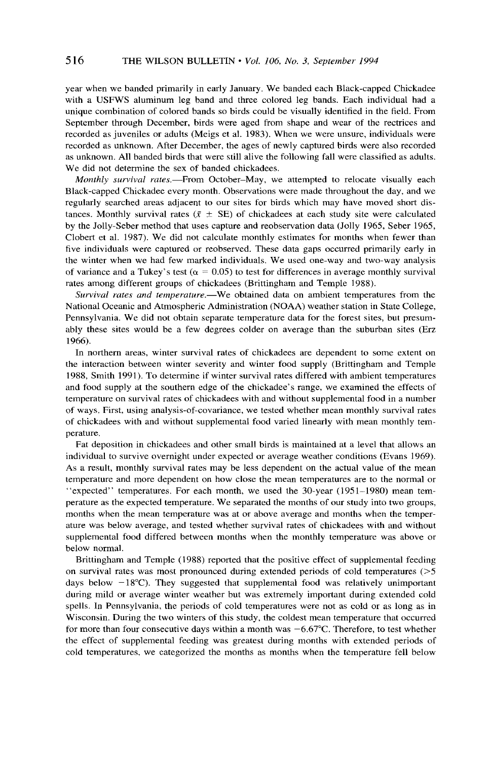year when we banded primarily in early January. We banded each Black-capped Chickadee with a USFWS aluminum leg band and three colored leg bands. Each individual had a unique combination of colored bands so birds could be visually identified in the field. From September through December, birds were aged from shape and wear of the rectrices and recorded as juveniles or adults (Meigs et al. 1983). When we were unsure, individuals were recorded as unknown. After December, the ages of newly captured birds were also recorded as unknown. All banded birds that were still alive the following fall were classified as adults. We did not determine the sex of banded chickadees.

*Monthly survival rates.*—From October–May, we attempted to relocate visually each Black-capped Chickadee every month. Observations were made throughout the day, and we regularly searched areas adjacent to our sites for birds which may have moved short distances. Monthly survival rates ($\bar{x} \pm$ SE) of chickadees at each study site were calculated by the Jolly-Seber method that uses capture and reobservation data (Jolly 1965, Seber 1965, Clobert et al. 1987). We did not calculate monthly estimates for months when fewer than five individuals were captured or reobserved. These data gaps occurred primarily early in the winter when we had few marked individuals. We used one-way and two-way analysis of variance and a Tukey's test ($\alpha = 0.05$) to test for differences in average monthly survival rates among different groups of chickadees (Brittingham and Temple 1988).

*Survival rates and temperature.*—We obtained data on ambient temperatures from the National Oceanic and Atmospheric Administration (NOAA) weather station in State College, Pennsylvania. We did not obtain separate temperature data for the forest sites, but presumably these sites would be a few degrees colder on average than the suburban sites (Erz 1966).

In northern areas, winter survival rates of chickadees are dependent to some extent on the interaction between winter severity and winter food supply (Brittingham and Temple 1988, Smith 1991). To determine if winter survival rates differed with ambient temperatures and food supply at the southern edge of the chickadee's range, we examined the effects of temperature on survival rates of chickadees with and without supplemental food in a number of ways. First, using analysis-of-covariance, we tested whether mean monthly survival rates of chickadees with and without supplemental food varied linearly with mean monthly temperature.

Fat deposition in chickadees and other small birds is maintained at a level that allows an individual to survive overnight under expected or average weather conditions (Evans 1969). As a result, monthly survival rates may be less dependent on the actual value of the mean temperature and more dependent on how close the mean temperatures are to the normal or "expected" temperatures. For each month, we used the 30-year (1951–1980) mean temperature as the expected temperature. We separated the months of our study into two groups, months when the mean temperature was at or above average and months when the temperature was below average, and tested whether survival rates of chickadees with and without supplemental food differed between months when the monthly temperature was above or below normal.

Brittingham and Temple (1988) reported that the positive effect of supplemental feeding on survival rates was most pronounced during extended periods of cold temperatures (>5 days below −18°C). They suggested that supplemental food was relatively unimportant during mild or average winter weather but was extremely important during extended cold spells. In Pennsylvania, the periods of cold temperatures were not as cold or as long as in Wisconsin. During the two winters of this study, the coldest mean temperature that occurred for more than four consecutive days within a month was −6.67°C. Therefore, to test whether the effect of supplemental feeding was greatest during months with extended periods of cold temperatures, we categorized the months as months when the temperature fell below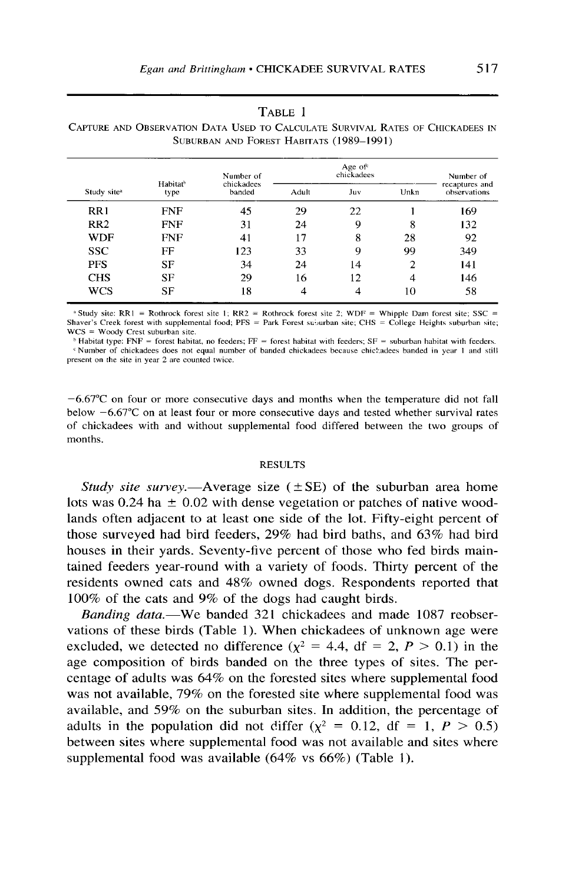TABLE 1

CAPTURE AND OBSERVATION DATA USED TO CALCULATE SURVIVAL RATES OF CHICKADEES IN SUBURBAN AND FOREST HABITATS (1989–1991)

| Study site[a] | Habitat[b] type | Number of chickadees banded | Age of[c] chickadees | | | Number of recaptures and observations |
|---|---|---|---|---|---|---|
| | | | Adult | Juv | Unkn | |
| RR1 | FNF | 45 | 29 | 22 | 1 | 169 |
| RR2 | FNF | 31 | 24 | 9 | 8 | 132 |
| WDF | FNF | 41 | 17 | 8 | 28 | 92 |
| SSC | FF | 123 | 33 | 9 | 99 | 349 |
| PFS | SF | 34 | 24 | 14 | 2 | 141 |
| CHS | SF | 29 | 16 | 12 | 4 | 146 |
| WCS | SF | 18 | 4 | 4 | 10 | 58 |

[a] Study site: RR1 = Rothrock forest site 1; RR2 = Rothrock forest site 2; WDF = Whipple Dam forest site; SSC = Shaver's Creek forest with supplemental food; PFS = Park Forest suburban site; CHS = College Heights suburban site; WCS = Woody Crest suburban site.

[b] Habitat type: FNF = forest habitat, no feeders; FF = forest habitat with feeders; SF = suburban habitat with feeders.

[c] Number of chickadees does not equal number of banded chickadees because chickadees banded in year 1 and still present on the site in year 2 are counted twice.

−6.67°C on four or more consecutive days and months when the temperature did not fall below −6.67°C on at least four or more consecutive days and tested whether survival rates of chickadees with and without supplemental food differed between the two groups of months.

## RESULTS

*Study site survey.*—Average size (±SE) of the suburban area home lots was 0.24 ha ± 0.02 with dense vegetation or patches of native woodlands often adjacent to at least one side of the lot. Fifty-eight percent of those surveyed had bird feeders, 29% had bird baths, and 63% had bird houses in their yards. Seventy-five percent of those who fed birds maintained feeders year-round with a variety of foods. Thirty percent of the residents owned cats and 48% owned dogs. Respondents reported that 100% of the cats and 9% of the dogs had caught birds.

*Banding data.*—We banded 321 chickadees and made 1087 reobservations of these birds (Table 1). When chickadees of unknown age were excluded, we detected no difference ($\chi^2 = 4.4$, df = 2, $P > 0.1$) in the age composition of birds banded on the three types of sites. The percentage of adults was 64% on the forested sites where supplemental food was not available, 79% on the forested site where supplemental food was available, and 59% on the suburban sites. In addition, the percentage of adults in the population did not differ ($\chi^2 = 0.12$, df = 1, $P > 0.5$) between sites where supplemental food was not available and sites where supplemental food was available (64% vs 66%) (Table 1).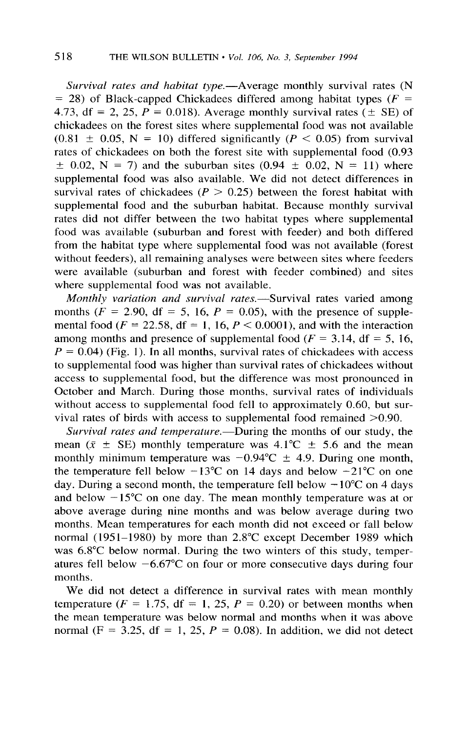*Survival rates and habitat type.*—Average monthly survival rates (N = 28) of Black-capped Chickadees differed among habitat types ($F = 4.73$, df = 2, 25, $P = 0.018$). Average monthly survival rates ($\pm$ SE) of chickadees on the forest sites where supplemental food was not available ($0.81 \pm 0.05$, N = 10) differed significantly ($P < 0.05$) from survival rates of chickadees on both the forest site with supplemental food ($0.93 \pm 0.02$, N = 7) and the suburban sites ($0.94 \pm 0.02$, N = 11) where supplemental food was also available. We did not detect differences in survival rates of chickadees ($P > 0.25$) between the forest habitat with supplemental food and the suburban habitat. Because monthly survival rates did not differ between the two habitat types where supplemental food was available (suburban and forest with feeder) and both differed from the habitat type where supplemental food was not available (forest without feeders), all remaining analyses were between sites where feeders were available (suburban and forest with feeder combined) and sites where supplemental food was not available.

*Monthly variation and survival rates.*—Survival rates varied among months ($F = 2.90$, df = 5, 16, $P = 0.05$), with the presence of supplemental food ($F = 22.58$, df = 1, 16, $P < 0.0001$), and with the interaction among months and presence of supplemental food ($F = 3.14$, df = 5, 16, $P = 0.04$) (Fig. 1). In all months, survival rates of chickadees with access to supplemental food was higher than survival rates of chickadees without access to supplemental food, but the difference was most pronounced in October and March. During those months, survival rates of individuals without access to supplemental food fell to approximately 0.60, but survival rates of birds with access to supplemental food remained >0.90.

*Survival rates and temperature.*—During the months of our study, the mean ($\bar{x} \pm$ SE) monthly temperature was 4.1°C $\pm$ 5.6 and the mean monthly minimum temperature was −0.94°C $\pm$ 4.9. During one month, the temperature fell below −13°C on 14 days and below −21°C on one day. During a second month, the temperature fell below −10°C on 4 days and below −15°C on one day. The mean monthly temperature was at or above average during nine months and was below average during two months. Mean temperatures for each month did not exceed or fall below normal (1951–1980) by more than 2.8°C except December 1989 which was 6.8°C below normal. During the two winters of this study, temperatures fell below −6.67°C on four or more consecutive days during four months.

We did not detect a difference in survival rates with mean monthly temperature ($F = 1.75$, df = 1, 25, $P = 0.20$) or between months when the mean temperature was below normal and months when it was above normal ($F = 3.25$, df = 1, 25, $P = 0.08$). In addition, we did not detect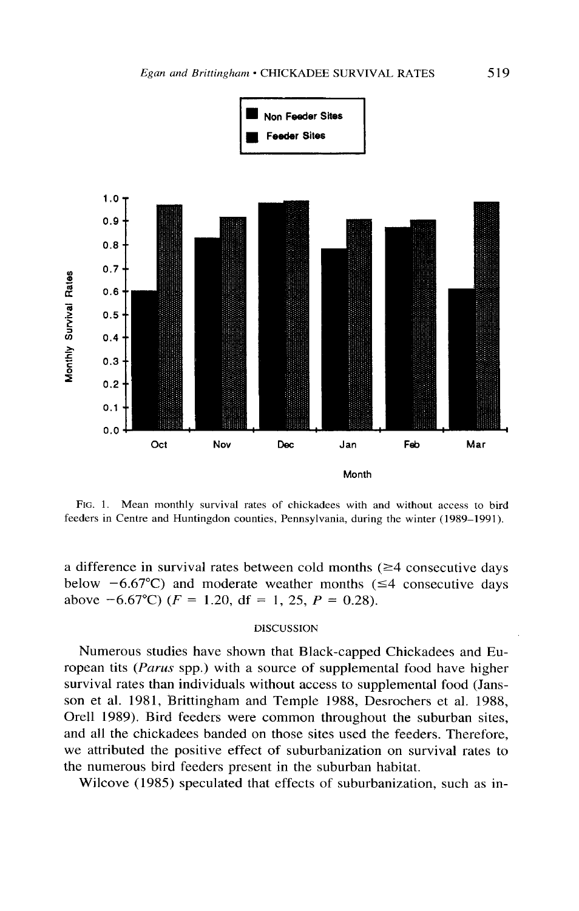FIG. 1. Mean monthly survival rates of chickadees with and without access to bird feeders in Centre and Huntingdon counties, Pennsylvania, during the winter (1989–1991).

a difference in survival rates between cold months (≥4 consecutive days below −6.67°C) and moderate weather months (≤4 consecutive days above −6.67°C) ($F = 1.20$, df = 1, 25, $P = 0.28$).

## DISCUSSION

Numerous studies have shown that Black-capped Chickadees and European tits (*Parus* spp.) with a source of supplemental food have higher survival rates than individuals without access to supplemental food (Jansson et al. 1981, Brittingham and Temple 1988, Desrochers et al. 1988, Orell 1989). Bird feeders were common throughout the suburban sites, and all the chickadees banded on those sites used the feeders. Therefore, we attributed the positive effect of suburbanization on survival rates to the numerous bird feeders present in the suburban habitat.

Wilcove (1985) speculated that effects of suburbanization, such as in-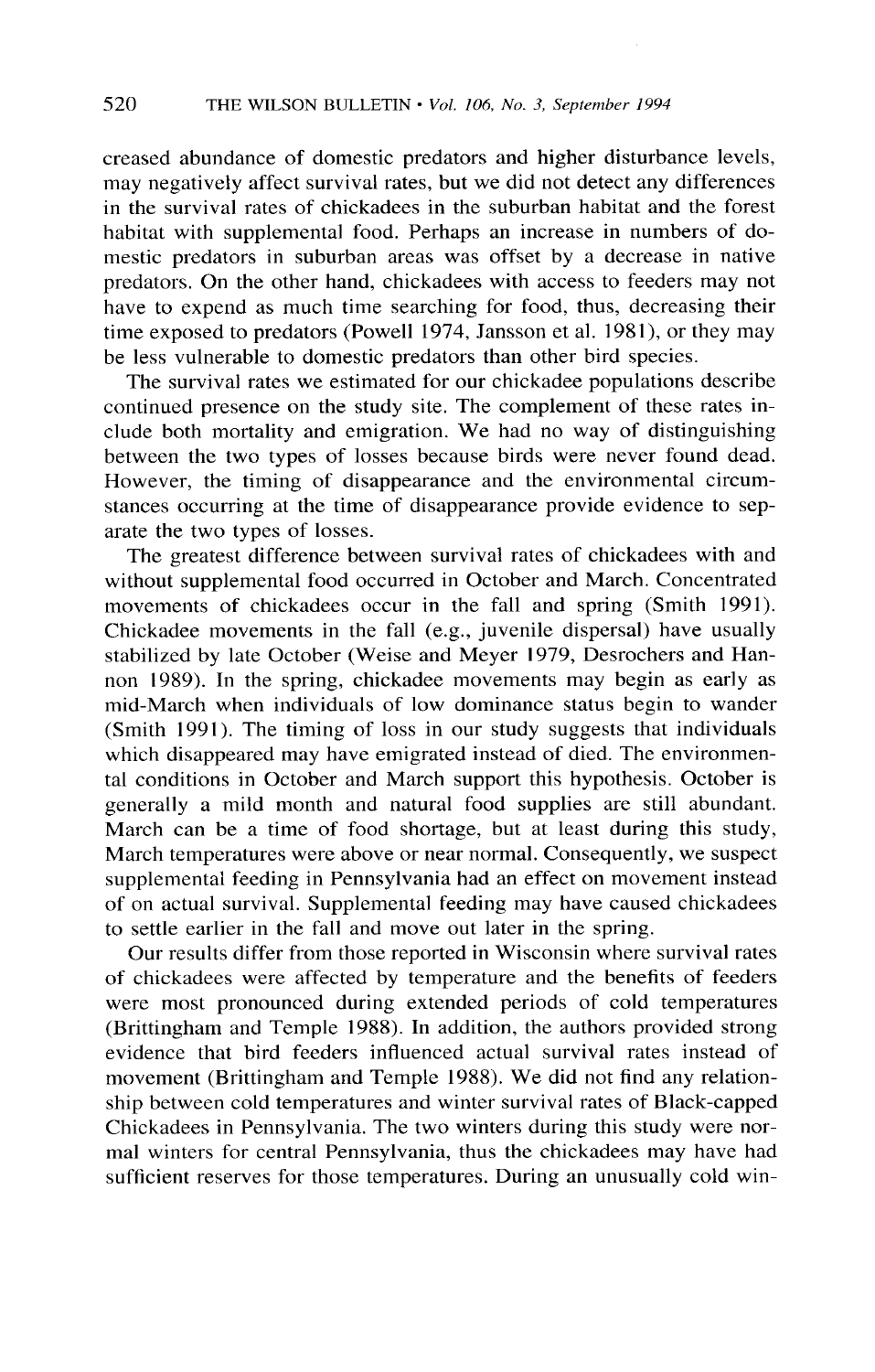creased abundance of domestic predators and higher disturbance levels, may negatively affect survival rates, but we did not detect any differences in the survival rates of chickadees in the suburban habitat and the forest habitat with supplemental food. Perhaps an increase in numbers of domestic predators in suburban areas was offset by a decrease in native predators. On the other hand, chickadees with access to feeders may not have to expend as much time searching for food, thus, decreasing their time exposed to predators (Powell 1974, Jansson et al. 1981), or they may be less vulnerable to domestic predators than other bird species.

The survival rates we estimated for our chickadee populations describe continued presence on the study site. The complement of these rates include both mortality and emigration. We had no way of distinguishing between the two types of losses because birds were never found dead. However, the timing of disappearance and the environmental circumstances occurring at the time of disappearance provide evidence to separate the two types of losses.

The greatest difference between survival rates of chickadees with and without supplemental food occurred in October and March. Concentrated movements of chickadees occur in the fall and spring (Smith 1991). Chickadee movements in the fall (e.g., juvenile dispersal) have usually stabilized by late October (Weise and Meyer 1979, Desrochers and Hannon 1989). In the spring, chickadee movements may begin as early as mid-March when individuals of low dominance status begin to wander (Smith 1991). The timing of loss in our study suggests that individuals which disappeared may have emigrated instead of died. The environmental conditions in October and March support this hypothesis. October is generally a mild month and natural food supplies are still abundant. March can be a time of food shortage, but at least during this study, March temperatures were above or near normal. Consequently, we suspect supplemental feeding in Pennsylvania had an effect on movement instead of on actual survival. Supplemental feeding may have caused chickadees to settle earlier in the fall and move out later in the spring.

Our results differ from those reported in Wisconsin where survival rates of chickadees were affected by temperature and the benefits of feeders were most pronounced during extended periods of cold temperatures (Brittingham and Temple 1988). In addition, the authors provided strong evidence that bird feeders influenced actual survival rates instead of movement (Brittingham and Temple 1988). We did not find any relationship between cold temperatures and winter survival rates of Black-capped Chickadees in Pennsylvania. The two winters during this study were normal winters for central Pennsylvania, thus the chickadees may have had sufficient reserves for those temperatures. During an unusually cold win-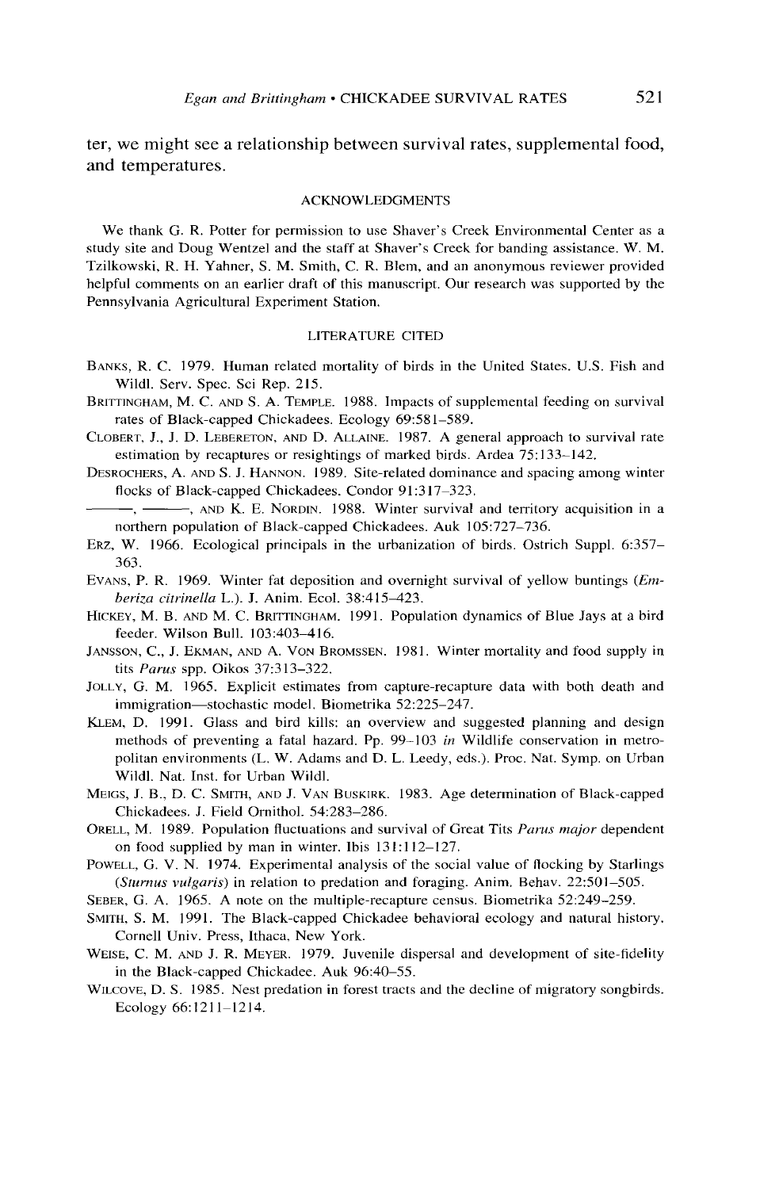ter, we might see a relationship between survival rates, supplemental food, and temperatures.

## ACKNOWLEDGMENTS

We thank G. R. Potter for permission to use Shaver's Creek Environmental Center as a study site and Doug Wentzel and the staff at Shaver's Creek for banding assistance. W. M. Tzilkowski, R. H. Yahner, S. M. Smith, C. R. Blem, and an anonymous reviewer provided helpful comments on an earlier draft of this manuscript. Our research was supported by the Pennsylvania Agricultural Experiment Station.

## LITERATURE CITED

BANKS, R. C. 1979. Human related mortality of birds in the United States. U.S. Fish and Wildl. Serv. Spec. Sci Rep. 215.

BRITTINGHAM, M. C. AND S. A. TEMPLE. 1988. Impacts of supplemental feeding on survival rates of Black-capped Chickadees. Ecology 69:581–589.

CLOBERT, J., J. D. LEBERETON, AND D. ALLAINE. 1987. A general approach to survival rate estimation by recaptures or resightings of marked birds. Ardea 75:133–142.

DESROCHERS, A. AND S. J. HANNON. 1989. Site-related dominance and spacing among winter flocks of Black-capped Chickadees. Condor 91:317–323.

———, ———, AND K. E. NORDIN. 1988. Winter survival and territory acquisition in a northern population of Black-capped Chickadees. Auk 105:727–736.

ERZ, W. 1966. Ecological principals in the urbanization of birds. Ostrich Suppl. 6:357–363.

EVANS, P. R. 1969. Winter fat deposition and overnight survival of yellow buntings (*Emberiza citrinella* L.). J. Anim. Ecol. 38:415–423.

HICKEY, M. B. AND M. C. BRITTINGHAM. 1991. Population dynamics of Blue Jays at a bird feeder. Wilson Bull. 103:403–416.

JANSSON, C., J. EKMAN, AND A. VON BROMSSEN. 1981. Winter mortality and food supply in tits *Parus* spp. Oikos 37:313–322.

JOLLY, G. M. 1965. Explicit estimates from capture-recapture data with both death and immigration—stochastic model. Biometrika 52:225–247.

KLEM, D. 1991. Glass and bird kills: an overview and suggested planning and design methods of preventing a fatal hazard. Pp. 99–103 *in* Wildlife conservation in metropolitan environments (L. W. Adams and D. L. Leedy, eds.). Proc. Nat. Symp. on Urban Wildl. Nat. Inst. for Urban Wildl.

MEIGS, J. B., D. C. SMITH, AND J. VAN BUSKIRK. 1983. Age determination of Black-capped Chickadees. J. Field Ornithol. 54:283–286.

ORELL, M. 1989. Population fluctuations and survival of Great Tits *Parus major* dependent on food supplied by man in winter. Ibis 131:112–127.

POWELL, G. V. N. 1974. Experimental analysis of the social value of flocking by Starlings (*Sturnus vulgaris*) in relation to predation and foraging. Anim. Behav. 22:501–505.

SEBER, G. A. 1965. A note on the multiple-recapture census. Biometrika 52:249–259.

SMITH, S. M. 1991. The Black-capped Chickadee behavioral ecology and natural history. Cornell Univ. Press, Ithaca, New York.

WEISE, C. M. AND J. R. MEYER. 1979. Juvenile dispersal and development of site-fidelity in the Black-capped Chickadee. Auk 96:40–55.

WILCOVE, D. S. 1985. Nest predation in forest tracts and the decline of migratory songbirds. Ecology 66:1211–1214.